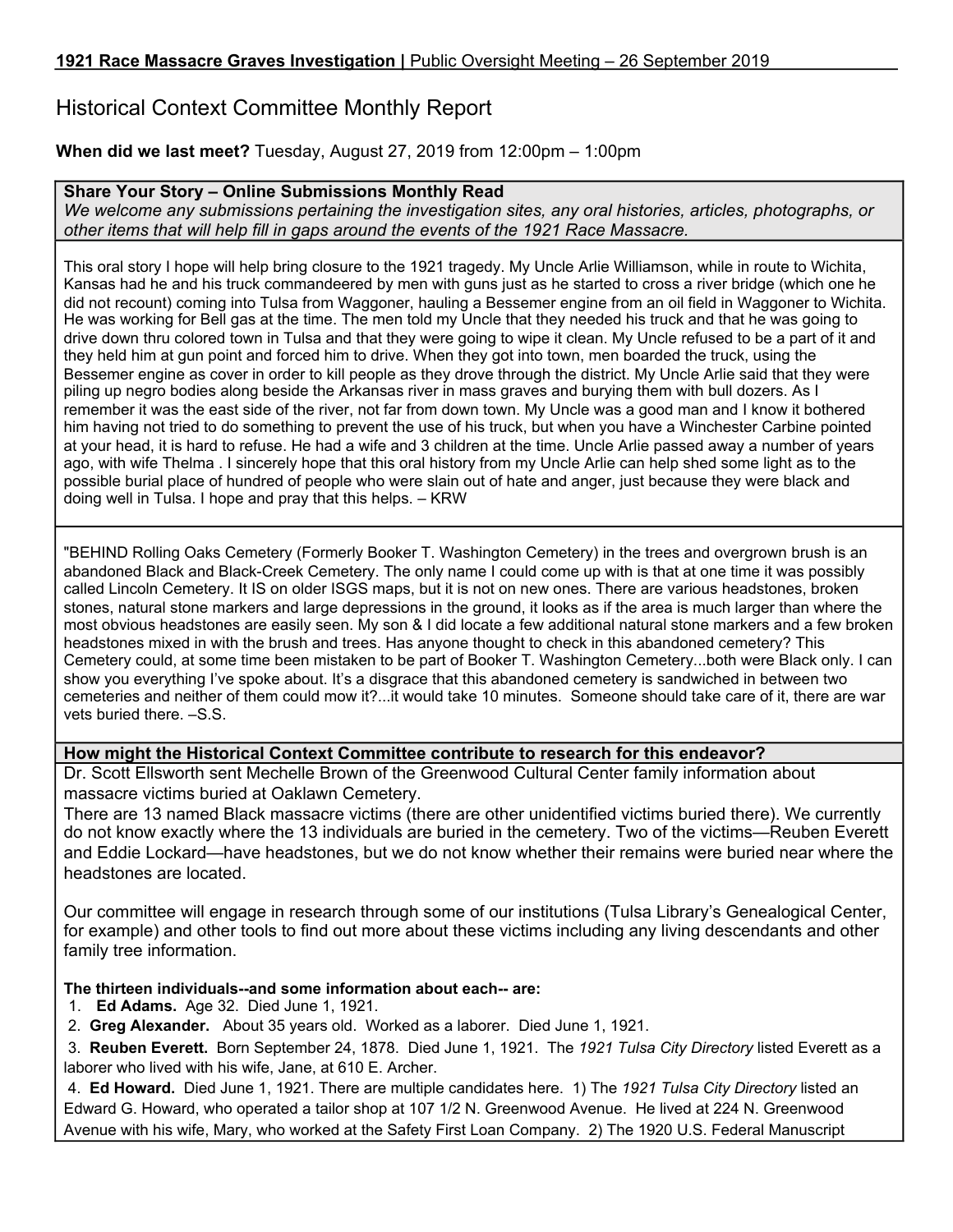**1921 Race Massacre Graves Investigation |** Public Oversight Meeting – 26 September 2019

# Historical Context Committee Monthly Report

**When did we last meet?** Tuesday, August 27, 2019 from 12:00pm – 1:00pm

## Share Your Story – Online Submissions Monthly Read

*We welcome any submissions pertaining the investigation sites, any oral histories, articles, photographs, or other items that will help fill in gaps around the events of the 1921 Race Massacre.*

This oral story I hope will help bring closure to the 1921 tragedy. My Uncle Arlie Williamson, while in route to Wichita, Kansas had he and his truck commandeered by men with guns just as he started to cross a river bridge (which one he did not recount) coming into Tulsa from Waggoner, hauling a Bessemer engine from an oil field in Waggoner to Wichita. He was working for Bell gas at the time. The men told my Uncle that they needed his truck and that he was going to drive down thru colored town in Tulsa and that they were going to wipe it clean. My Uncle refused to be a part of it and they held him at gun point and forced him to drive. When they got into town, men boarded the truck, using the Bessemer engine as cover in order to kill people as they drove through the district. My Uncle Arlie said that they were piling up negro bodies along beside the Arkansas river in mass graves and burying them with bull dozers. As I remember it was the east side of the river, not far from down town. My Uncle was a good man and I know it bothered him having not tried to do something to prevent the use of his truck, but when you have a Winchester Carbine pointed at your head, it is hard to refuse. He had a wife and 3 children at the time. Uncle Arlie passed away a number of years ago, with wife Thelma . I sincerely hope that this oral history from my Uncle Arlie can help shed some light as to the possible burial place of hundred of people who were slain out of hate and anger, just because they were black and doing well in Tulsa. I hope and pray that this helps. – KRW

"BEHIND Rolling Oaks Cemetery (Formerly Booker T. Washington Cemetery) in the trees and overgrown brush is an abandoned Black and Black-Creek Cemetery. The only name I could come up with is that at one time it was possibly called Lincoln Cemetery. It IS on older ISGS maps, but it is not on new ones. There are various headstones, broken stones, natural stone markers and large depressions in the ground, it looks as if the area is much larger than where the most obvious headstones are easily seen. My son & I did locate a few additional natural stone markers and a few broken headstones mixed in with the brush and trees. Has anyone thought to check in this abandoned cemetery? This Cemetery could, at some time been mistaken to be part of Booker T. Washington Cemetery...both were Black only. I can show you everything I've spoke about. It's a disgrace that this abandoned cemetery is sandwiched in between two cemeteries and neither of them could mow it?...it would take 10 minutes. Someone should take care of it, there are war vets buried there. –S.S.

## How might the Historical Context Committee contribute to research for this endeavor?

Dr. Scott Ellsworth sent Mechelle Brown of the Greenwood Cultural Center family information about massacre victims buried at Oaklawn Cemetery.

There are 13 named Black massacre victims (there are other unidentified victims buried there). We currently do not know exactly where the 13 individuals are buried in the cemetery. Two of the victims—Reuben Everett and Eddie Lockard—have headstones, but we do not know whether their remains were buried near where the headstones are located.

Our committee will engage in research through some of our institutions (Tulsa Library's Genealogical Center, for example) and other tools to find out more about these victims including any living descendants and other family tree information.

**The thirteen individuals--and some information about each-- are:**

1. **Ed Adams.** Age 32. Died June 1, 1921.
2. **Greg Alexander.** About 35 years old. Worked as a laborer. Died June 1, 1921.
3. **Reuben Everett.** Born September 24, 1878. Died June 1, 1921. The *1921 Tulsa City Directory* listed Everett as a laborer who lived with his wife, Jane, at 610 E. Archer.
4. **Ed Howard.** Died June 1, 1921. There are multiple candidates here. 1) The *1921 Tulsa City Directory* listed an Edward G. Howard, who operated a tailor shop at 107 1/2 N. Greenwood Avenue. He lived at 224 N. Greenwood Avenue with his wife, Mary, who worked at the Safety First Loan Company. 2) The 1920 U.S. Federal Manuscript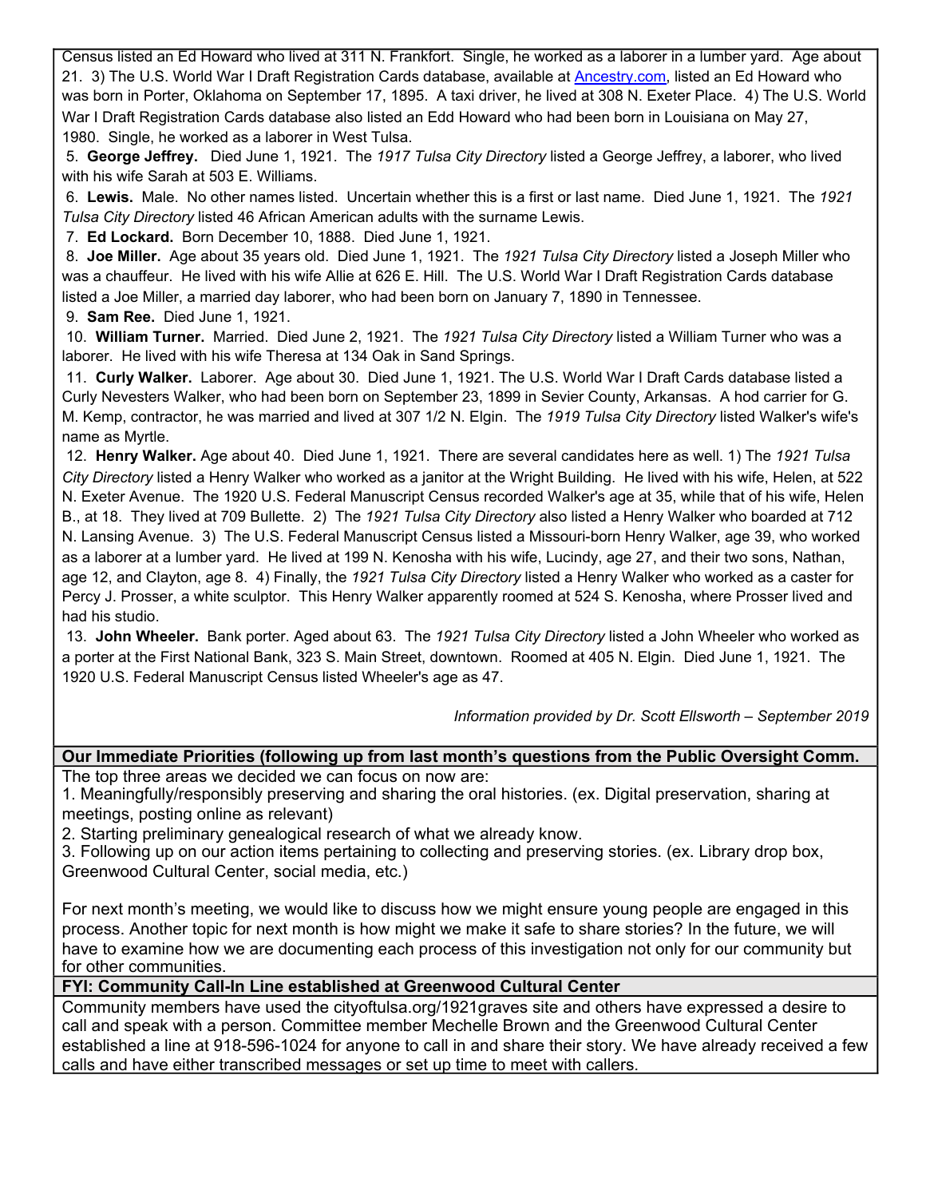Census listed an Ed Howard who lived at 311 N. Frankfort. Single, he worked as a laborer in a lumber yard. Age about 21. 3) The U.S. World War I Draft Registration Cards database, available at Ancestry.com, listed an Ed Howard who was born in Porter, Oklahoma on September 17, 1895. A taxi driver, he lived at 308 N. Exeter Place. 4) The U.S. World War I Draft Registration Cards database also listed an Edd Howard who had been born in Louisiana on May 27, 1980. Single, he worked as a laborer in West Tulsa.

5. **George Jeffrey.** Died June 1, 1921. The *1917 Tulsa City Directory* listed a George Jeffrey, a laborer, who lived with his wife Sarah at 503 E. Williams.

6. **Lewis.** Male. No other names listed. Uncertain whether this is a first or last name. Died June 1, 1921. The *1921 Tulsa City Directory* listed 46 African American adults with the surname Lewis.

7. **Ed Lockard.** Born December 10, 1888. Died June 1, 1921.

8. **Joe Miller.** Age about 35 years old. Died June 1, 1921. The *1921 Tulsa City Directory* listed a Joseph Miller who was a chauffeur. He lived with his wife Allie at 626 E. Hill. The U.S. World War I Draft Registration Cards database listed a Joe Miller, a married day laborer, who had been born on January 7, 1890 in Tennessee.

9. **Sam Ree.** Died June 1, 1921.

10. **William Turner.** Married. Died June 2, 1921. The *1921 Tulsa City Directory* listed a William Turner who was a laborer. He lived with his wife Theresa at 134 Oak in Sand Springs.

11. **Curly Walker.** Laborer. Age about 30. Died June 1, 1921. The U.S. World War I Draft Cards database listed a Curly Nevesters Walker, who had been born on September 23, 1899 in Sevier County, Arkansas. A hod carrier for G. M. Kemp, contractor, he was married and lived at 307 1/2 N. Elgin. The *1919 Tulsa City Directory* listed Walker's wife's name as Myrtle.

12. **Henry Walker.** Age about 40. Died June 1, 1921. There are several candidates here as well. 1) The *1921 Tulsa City Directory* listed a Henry Walker who worked as a janitor at the Wright Building. He lived with his wife, Helen, at 522 N. Exeter Avenue. The 1920 U.S. Federal Manuscript Census recorded Walker's age at 35, while that of his wife, Helen B., at 18. They lived at 709 Bullette. 2) The *1921 Tulsa City Directory* also listed a Henry Walker who boarded at 712 N. Lansing Avenue. 3) The U.S. Federal Manuscript Census listed a Missouri-born Henry Walker, age 39, who worked as a laborer at a lumber yard. He lived at 199 N. Kenosha with his wife, Lucindy, age 27, and their two sons, Nathan, age 12, and Clayton, age 8. 4) Finally, the *1921 Tulsa City Directory* listed a Henry Walker who worked as a caster for Percy J. Prosser, a white sculptor. This Henry Walker apparently roomed at 524 S. Kenosha, where Prosser lived and had his studio.

13. **John Wheeler.** Bank porter. Aged about 63. The *1921 Tulsa City Directory* listed a John Wheeler who worked as a porter at the First National Bank, 323 S. Main Street, downtown. Roomed at 405 N. Elgin. Died June 1, 1921. The 1920 U.S. Federal Manuscript Census listed Wheeler's age as 47.

*Information provided by Dr. Scott Ellsworth – September 2019*

**Our Immediate Priorities (following up from last month's questions from the Public Oversight Comm.**

The top three areas we decided we can focus on now are:

1. Meaningfully/responsibly preserving and sharing the oral histories. (ex. Digital preservation, sharing at meetings, posting online as relevant)
2. Starting preliminary genealogical research of what we already know.
3. Following up on our action items pertaining to collecting and preserving stories. (ex. Library drop box, Greenwood Cultural Center, social media, etc.)

For next month's meeting, we would like to discuss how we might ensure young people are engaged in this process. Another topic for next month is how might we make it safe to share stories? In the future, we will have to examine how we are documenting each process of this investigation not only for our community but for other communities.

**FYI: Community Call-In Line established at Greenwood Cultural Center**

Community members have used the cityoftulsa.org/1921graves site and others have expressed a desire to call and speak with a person. Committee member Mechelle Brown and the Greenwood Cultural Center established a line at 918-596-1024 for anyone to call in and share their story. We have already received a few calls and have either transcribed messages or set up time to meet with callers.